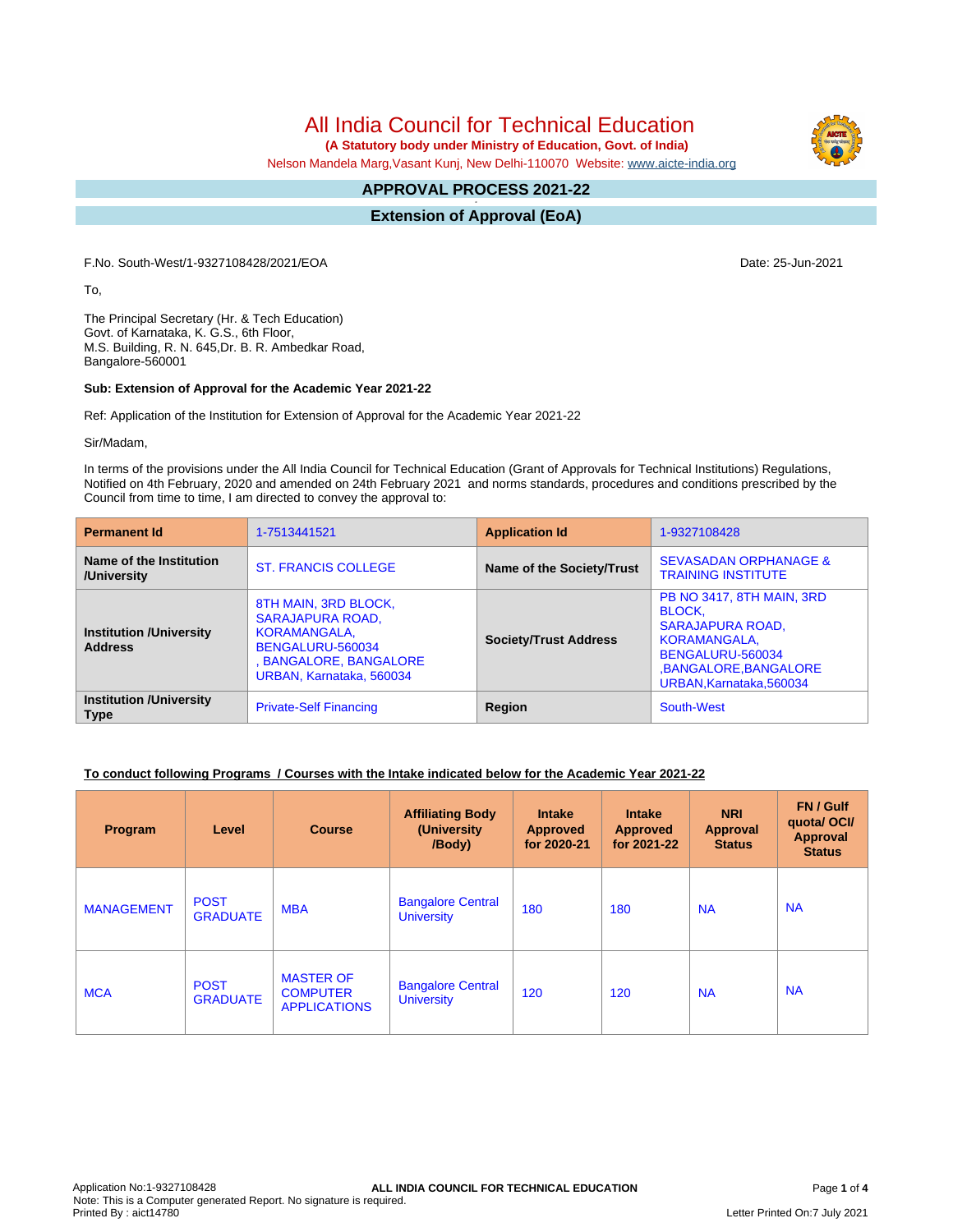# All India Council for Technical Education

**(A Statutory body under Ministry of Education, Govt. of India)**

Nelson Mandela Marg,Vasant Kunj, New Delhi-110070 Website: www.aicte-india.org

## APPROVAL PROCESS 2021-22

## Extension of Approval (EoA)

F.No. South-West/1-9327108428/2021/EOA

Date: 25-Jun-2021

To,

The Principal Secretary (Hr. & Tech Education)
Govt. of Karnataka, K. G.S., 6th Floor,
M.S. Building, R. N. 645,Dr. B. R. Ambedkar Road,
Bangalore-560001

**Sub: Extension of Approval for the Academic Year 2021-22**

Ref: Application of the Institution for Extension of Approval for the Academic Year 2021-22

Sir/Madam,

In terms of the provisions under the All India Council for Technical Education (Grant of Approvals for Technical Institutions) Regulations, Notified on 4th February, 2020 and amended on 24th February 2021 and norms standards, procedures and conditions prescribed by the Council from time to time, I am directed to convey the approval to:

| **Permanent Id** | 1-7513441521 | **Application Id** | 1-9327108428 |
|---|---|---|---|
| **Name of the Institution /University** | ST. FRANCIS COLLEGE | **Name of the Society/Trust** | SEVASADAN ORPHANAGE & TRAINING INSTITUTE |
| **Institution /University Address** | 8TH MAIN, 3RD BLOCK, SARAJAPURA ROAD, KORAMANGALA, BENGALURU-560034 , BANGALORE, BANGALORE URBAN, Karnataka, 560034 | **Society/Trust Address** | PB NO 3417, 8TH MAIN, 3RD BLOCK, SARAJAPURA ROAD, KORAMANGALA, BENGALURU-560034 ,BANGALORE,BANGALORE URBAN,Karnataka,560034 |
| **Institution /University Type** | Private-Self Financing | **Region** | South-West |

**To conduct following Programs / Courses with the Intake indicated below for the Academic Year 2021-22**

| Program | Level | Course | Affiliating Body (University /Body) | Intake Approved for 2020-21 | Intake Approved for 2021-22 | NRI Approval Status | FN / Gulf quota/ OCI/ Approval Status |
|---|---|---|---|---|---|---|---|
| MANAGEMENT | POST GRADUATE | MBA | Bangalore Central University | 180 | 180 | NA | NA |
| MCA | POST GRADUATE | MASTER OF COMPUTER APPLICATIONS | Bangalore Central University | 120 | 120 | NA | NA |

Application No:1-9327108428
Note: This is a Computer generated Report. No signature is required.
Printed By : aict14780
Letter Printed On:7 July 2021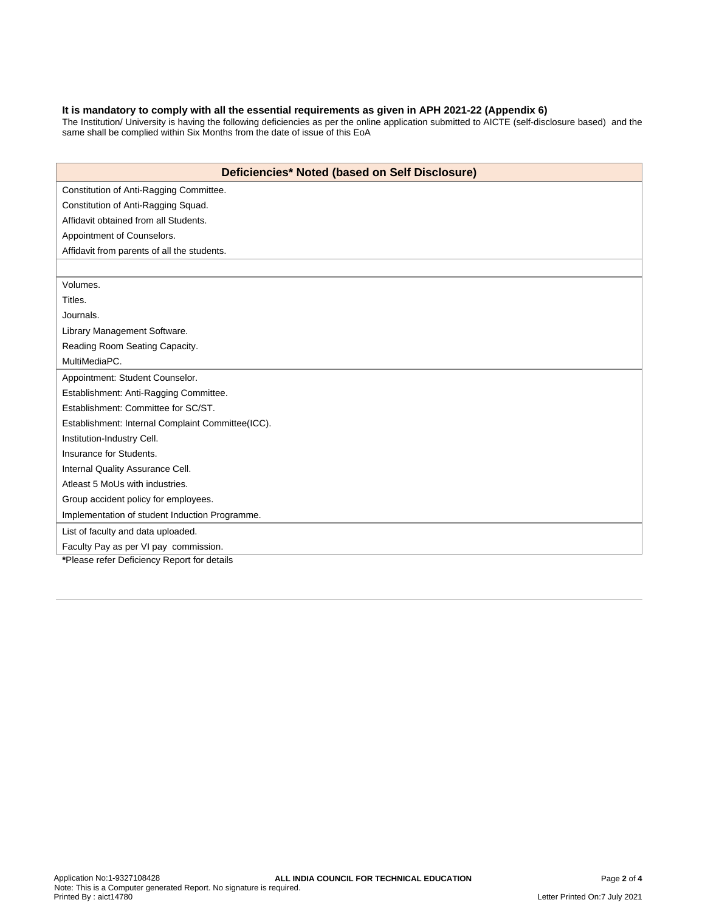**It is mandatory to comply with all the essential requirements as given in APH 2021-22 (Appendix 6)**

The Institution/ University is having the following deficiencies as per the online application submitted to AICTE (self-disclosure based) and the same shall be complied within Six Months from the date of issue of this EoA

| Deficiencies* Noted (based on Self Disclosure) |
| --- |
| Constitution of Anti-Ragging Committee. |
| Constitution of Anti-Ragging Squad. |
| Affidavit obtained from all Students. |
| Appointment of Counselors. |
| Affidavit from parents of all the students. |
| |
| Volumes. |
| Titles. |
| Journals. |
| Library Management Software. |
| Reading Room Seating Capacity. |
| MultiMediaPC. |
| Appointment: Student Counselor. |
| Establishment: Anti-Ragging Committee. |
| Establishment: Committee for SC/ST. |
| Establishment: Internal Complaint Committee(ICC). |
| Institution-Industry Cell. |
| Insurance for Students. |
| Internal Quality Assurance Cell. |
| Atleast 5 MoUs with industries. |
| Group accident policy for employees. |
| Implementation of student Induction Programme. |
| List of faculty and data uploaded. |
| Faculty Pay as per VI pay commission. |

***Please refer Deficiency Report for details**

Application No:1-9327108428
Note: This is a Computer generated Report. No signature is required.
Printed By : aict14780

Letter Printed On:7 July 2021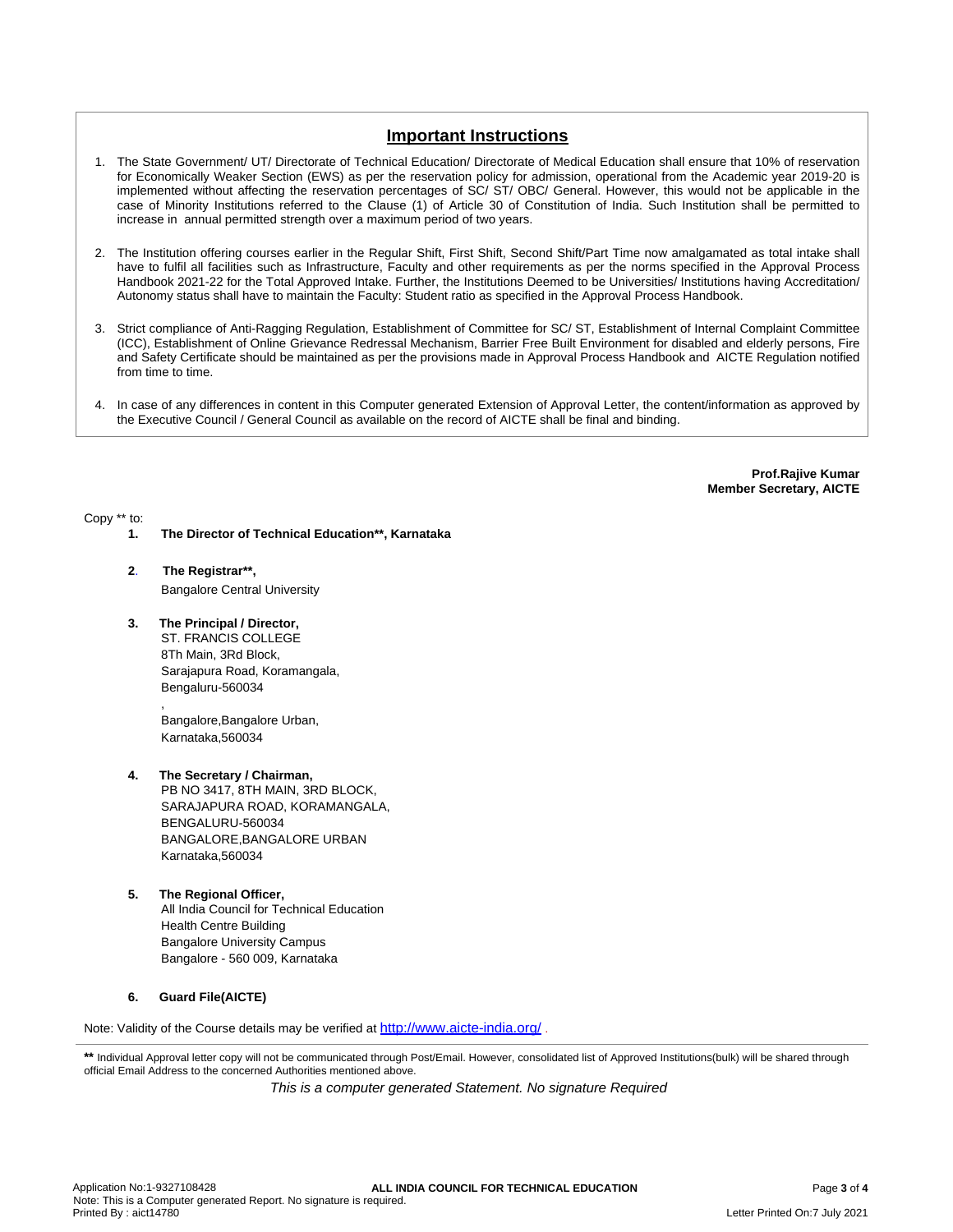## Important Instructions

1. The State Government/ UT/ Directorate of Technical Education/ Directorate of Medical Education shall ensure that 10% of reservation for Economically Weaker Section (EWS) as per the reservation policy for admission, operational from the Academic year 2019-20 is implemented without affecting the reservation percentages of SC/ ST/ OBC/ General. However, this would not be applicable in the case of Minority Institutions referred to the Clause (1) of Article 30 of Constitution of India. Such Institution shall be permitted to increase in annual permitted strength over a maximum period of two years.

2. The Institution offering courses earlier in the Regular Shift, First Shift, Second Shift/Part Time now amalgamated as total intake shall have to fulfil all facilities such as Infrastructure, Faculty and other requirements as per the norms specified in the Approval Process Handbook 2021-22 for the Total Approved Intake. Further, the Institutions Deemed to be Universities/ Institutions having Accreditation/ Autonomy status shall have to maintain the Faculty: Student ratio as specified in the Approval Process Handbook.

3. Strict compliance of Anti-Ragging Regulation, Establishment of Committee for SC/ ST, Establishment of Internal Complaint Committee (ICC), Establishment of Online Grievance Redressal Mechanism, Barrier Free Built Environment for disabled and elderly persons, Fire and Safety Certificate should be maintained as per the provisions made in Approval Process Handbook and AICTE Regulation notified from time to time.

4. In case of any differences in content in this Computer generated Extension of Approval Letter, the content/information as approved by the Executive Council / General Council as available on the record of AICTE shall be final and binding.

**Prof.Rajive Kumar**
**Member Secretary, AICTE**

Copy ** to:

1. **The Director of Technical Education**, Karnataka**

2. **The Registrar**,**
   Bangalore Central University

3. **The Principal / Director,**
   ST. FRANCIS COLLEGE
   8Th Main, 3Rd Block,
   Sarajapura Road, Koramangala,
   Bengaluru-560034
   ,
   Bangalore,Bangalore Urban,
   Karnataka,560034

4. **The Secretary / Chairman,**
   PB NO 3417, 8TH MAIN, 3RD BLOCK,
   SARAJAPURA ROAD, KORAMANGALA,
   BENGALURU-560034
   BANGALORE,BANGALORE URBAN
   Karnataka,560034

5. **The Regional Officer,**
   All India Council for Technical Education
   Health Centre Building
   Bangalore University Campus
   Bangalore - 560 009, Karnataka

6. **Guard File(AICTE)**

Note: Validity of the Course details may be verified at http://www.aicte-india.org/ .

** Individual Approval letter copy will not be communicated through Post/Email. However, consolidated list of Approved Institutions(bulk) will be shared through official Email Address to the concerned Authorities mentioned above.

*This is a computer generated Statement. No signature Required*